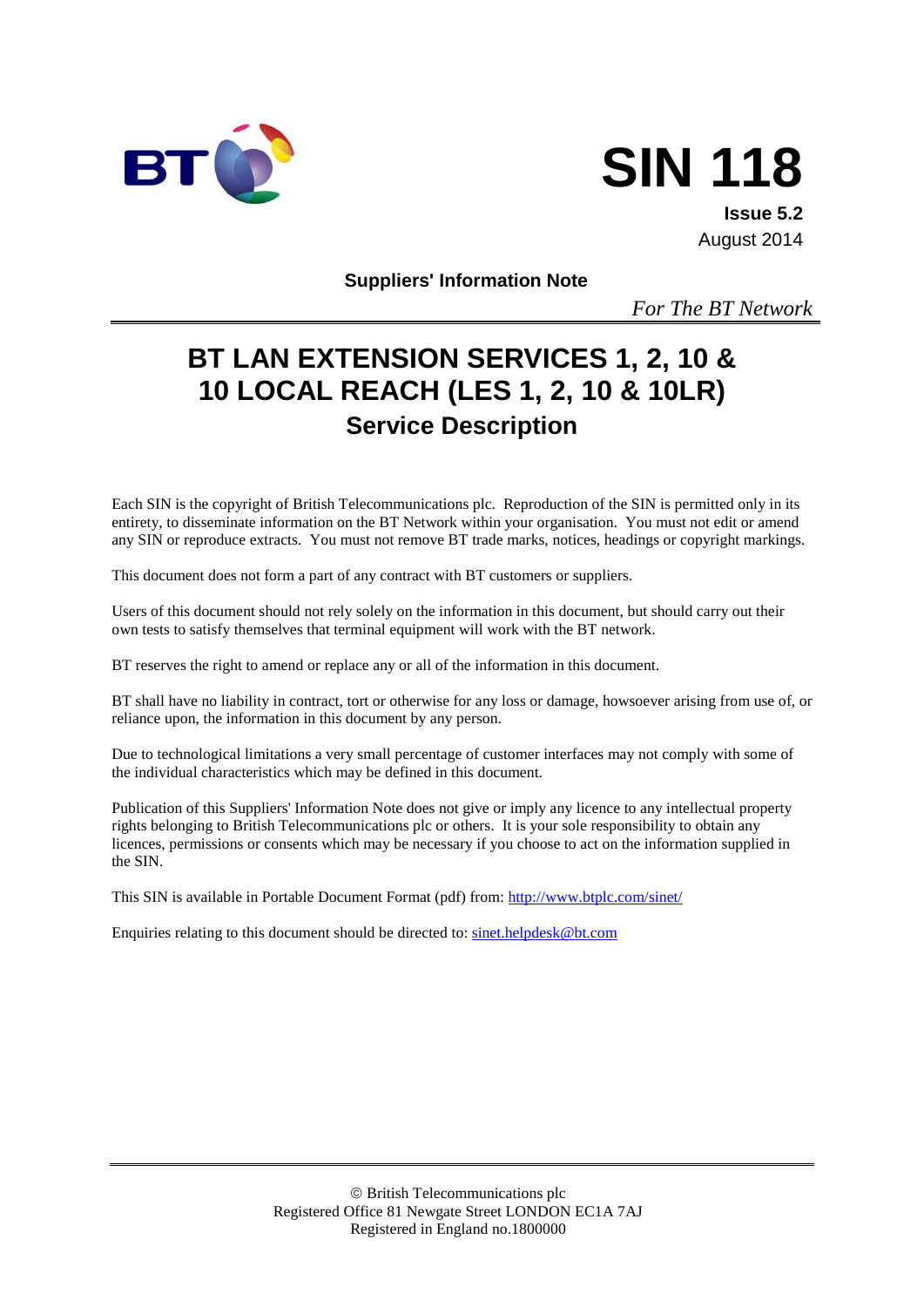BT

# SIN 118

**Issue 5.2**
August 2014

**Suppliers' Information Note**

*For The BT Network*

# BT LAN EXTENSION SERVICES 1, 2, 10 & 10 LOCAL REACH (LES 1, 2, 10 & 10LR)

## Service Description

Each SIN is the copyright of British Telecommunications plc. Reproduction of the SIN is permitted only in its entirety, to disseminate information on the BT Network within your organisation. You must not edit or amend any SIN or reproduce extracts. You must not remove BT trade marks, notices, headings or copyright markings.

This document does not form a part of any contract with BT customers or suppliers.

Users of this document should not rely solely on the information in this document, but should carry out their own tests to satisfy themselves that terminal equipment will work with the BT network.

BT reserves the right to amend or replace any or all of the information in this document.

BT shall have no liability in contract, tort or otherwise for any loss or damage, howsoever arising from use of, or reliance upon, the information in this document by any person.

Due to technological limitations a very small percentage of customer interfaces may not comply with some of the individual characteristics which may be defined in this document.

Publication of this Suppliers' Information Note does not give or imply any licence to any intellectual property rights belonging to British Telecommunications plc or others. It is your sole responsibility to obtain any licences, permissions or consents which may be necessary if you choose to act on the information supplied in the SIN.

This SIN is available in Portable Document Format (pdf) from: http://www.btplc.com/sinet/

Enquiries relating to this document should be directed to: sinet.helpdesk@bt.com

© British Telecommunications plc
Registered Office 81 Newgate Street LONDON EC1A 7AJ
Registered in England no.1800000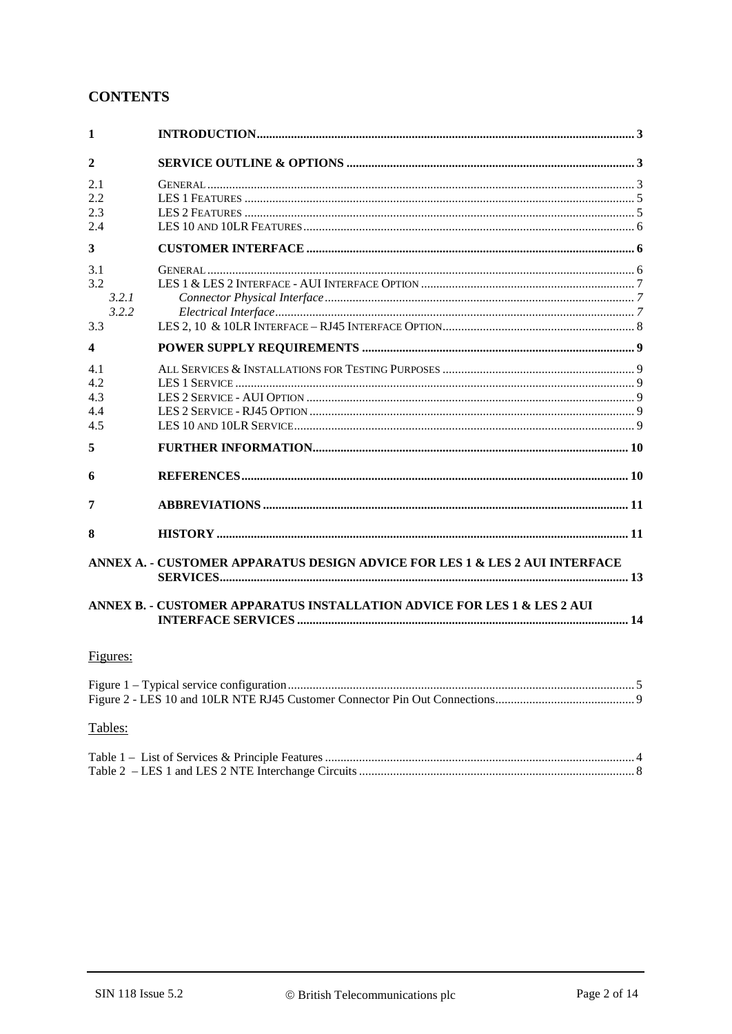## CONTENTS

| | | |
|---|---|---|
| **1** | **INTRODUCTION** | **3** |
| **2** | **SERVICE OUTLINE & OPTIONS** | **3** |
| 2.1 | GENERAL | 3 |
| 2.2 | LES 1 FEATURES | 5 |
| 2.3 | LES 2 FEATURES | 5 |
| 2.4 | LES 10 AND 10LR FEATURES | 6 |
| **3** | **CUSTOMER INTERFACE** | **6** |
| 3.1 | GENERAL | 6 |
| 3.2 | LES 1 & LES 2 INTERFACE - AUI INTERFACE OPTION | 7 |
| *3.2.1* | *Connector Physical Interface* | *7* |
| *3.2.2* | *Electrical Interface* | *7* |
| 3.3 | LES 2, 10 & 10LR INTERFACE – RJ45 INTERFACE OPTION | 8 |
| **4** | **POWER SUPPLY REQUIREMENTS** | **9** |
| 4.1 | ALL SERVICES & INSTALLATIONS FOR TESTING PURPOSES | 9 |
| 4.2 | LES 1 SERVICE | 9 |
| 4.3 | LES 2 SERVICE - AUI OPTION | 9 |
| 4.4 | LES 2 SERVICE - RJ45 OPTION | 9 |
| 4.5 | LES 10 AND 10LR SERVICE | 9 |
| **5** | **FURTHER INFORMATION** | **10** |
| **6** | **REFERENCES** | **10** |
| **7** | **ABBREVIATIONS** | **11** |
| **8** | **HISTORY** | **11** |
| **ANNEX A.** | **- CUSTOMER APPARATUS DESIGN ADVICE FOR LES 1 & LES 2 AUI INTERFACE SERVICES** | **13** |
| **ANNEX B.** | **- CUSTOMER APPARATUS INSTALLATION ADVICE FOR LES 1 & LES 2 AUI INTERFACE SERVICES** | **14** |

Figures:

Figure 1 – Typical service configuration .......... 5
Figure 2 - LES 10 and 10LR NTE RJ45 Customer Connector Pin Out Connections .......... 9

Tables:

Table 1 – List of Services & Principle Features .......... 4
Table 2 – LES 1 and LES 2 NTE Interchange Circuits .......... 8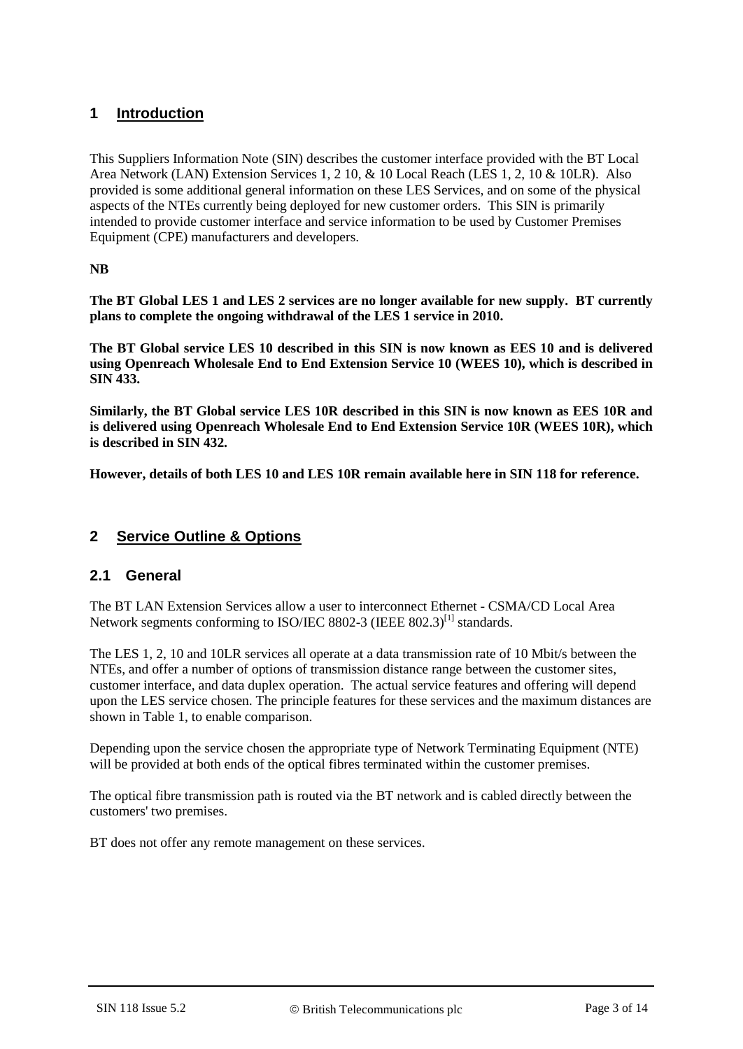# 1 Introduction

This Suppliers Information Note (SIN) describes the customer interface provided with the BT Local Area Network (LAN) Extension Services 1, 2 10, & 10 Local Reach (LES 1, 2, 10 & 10LR). Also provided is some additional general information on these LES Services, and on some of the physical aspects of the NTEs currently being deployed for new customer orders. This SIN is primarily intended to provide customer interface and service information to be used by Customer Premises Equipment (CPE) manufacturers and developers.

**NB**

**The BT Global LES 1 and LES 2 services are no longer available for new supply. BT currently plans to complete the ongoing withdrawal of the LES 1 service in 2010.**

**The BT Global service LES 10 described in this SIN is now known as EES 10 and is delivered using Openreach Wholesale End to End Extension Service 10 (WEES 10), which is described in SIN 433.**

**Similarly, the BT Global service LES 10R described in this SIN is now known as EES 10R and is delivered using Openreach Wholesale End to End Extension Service 10R (WEES 10R), which is described in SIN 432.**

**However, details of both LES 10 and LES 10R remain available here in SIN 118 for reference.**

# 2 Service Outline & Options

## 2.1 General

The BT LAN Extension Services allow a user to interconnect Ethernet - CSMA/CD Local Area Network segments conforming to ISO/IEC 8802-3 (IEEE 802.3)[1] standards.

The LES 1, 2, 10 and 10LR services all operate at a data transmission rate of 10 Mbit/s between the NTEs, and offer a number of options of transmission distance range between the customer sites, customer interface, and data duplex operation. The actual service features and offering will depend upon the LES service chosen. The principle features for these services and the maximum distances are shown in Table 1, to enable comparison.

Depending upon the service chosen the appropriate type of Network Terminating Equipment (NTE) will be provided at both ends of the optical fibres terminated within the customer premises.

The optical fibre transmission path is routed via the BT network and is cabled directly between the customers' two premises.

BT does not offer any remote management on these services.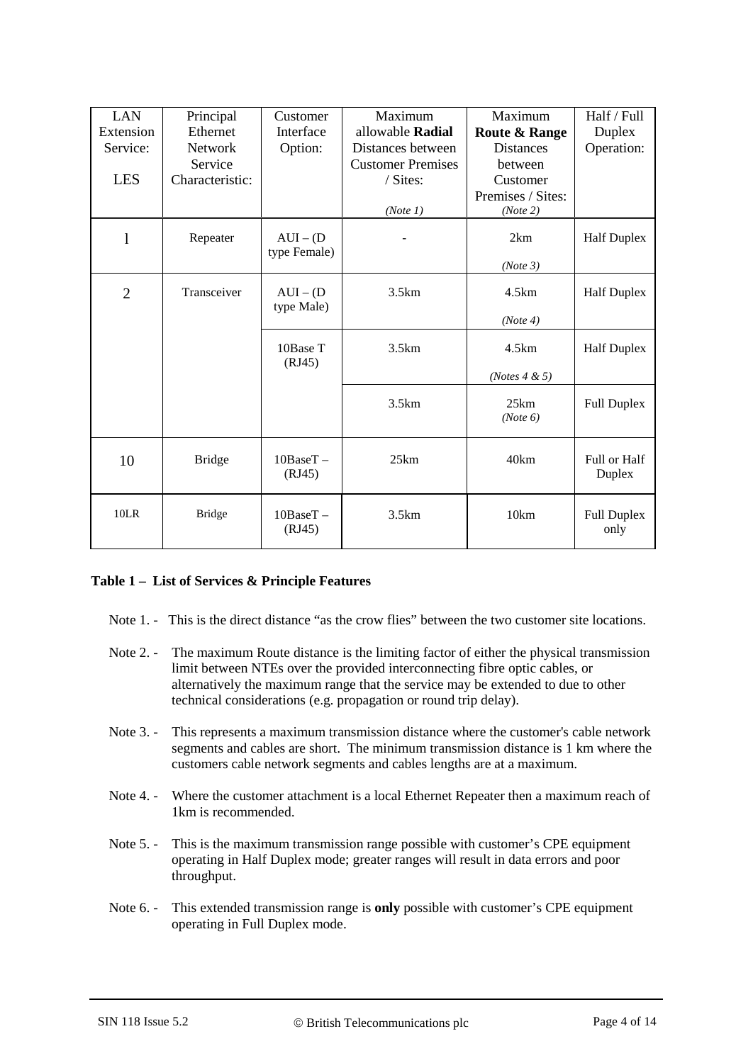| LAN Extension Service: LES | Principal Ethernet Network Service Characteristic: | Customer Interface Option: | Maximum allowable **Radial** Distances between Customer Premises / Sites: *(Note 1)* | Maximum **Route & Range** Distances between Customer Premises / Sites: *(Note 2)* | Half / Full Duplex Operation: |
|---|---|---|---|---|---|
| 1 | Repeater | AUI – (D type Female) | - | 2km *(Note 3)* | Half Duplex |
| 2 | Transceiver | AUI – (D type Male) | 3.5km | 4.5km *(Note 4)* | Half Duplex |
| | | 10Base T (RJ45) | 3.5km | 4.5km *(Notes 4 & 5)* | Half Duplex |
| | | | 3.5km | 25km *(Note 6)* | Full Duplex |
| 10 | Bridge | 10BaseT – (RJ45) | 25km | 40km | Full or Half Duplex |
| 10LR | Bridge | 10BaseT – (RJ45) | 3.5km | 10km | Full Duplex only |

**Table 1 – List of Services & Principle Features**

Note 1. - This is the direct distance "as the crow flies" between the two customer site locations.

Note 2. - The maximum Route distance is the limiting factor of either the physical transmission limit between NTEs over the provided interconnecting fibre optic cables, or alternatively the maximum range that the service may be extended to due to other technical considerations (e.g. propagation or round trip delay).

Note 3. - This represents a maximum transmission distance where the customer's cable network segments and cables are short. The minimum transmission distance is 1 km where the customers cable network segments and cables lengths are at a maximum.

Note 4. - Where the customer attachment is a local Ethernet Repeater then a maximum reach of 1km is recommended.

Note 5. - This is the maximum transmission range possible with customer's CPE equipment operating in Half Duplex mode; greater ranges will result in data errors and poor throughput.

Note 6. - This extended transmission range is **only** possible with customer's CPE equipment operating in Full Duplex mode.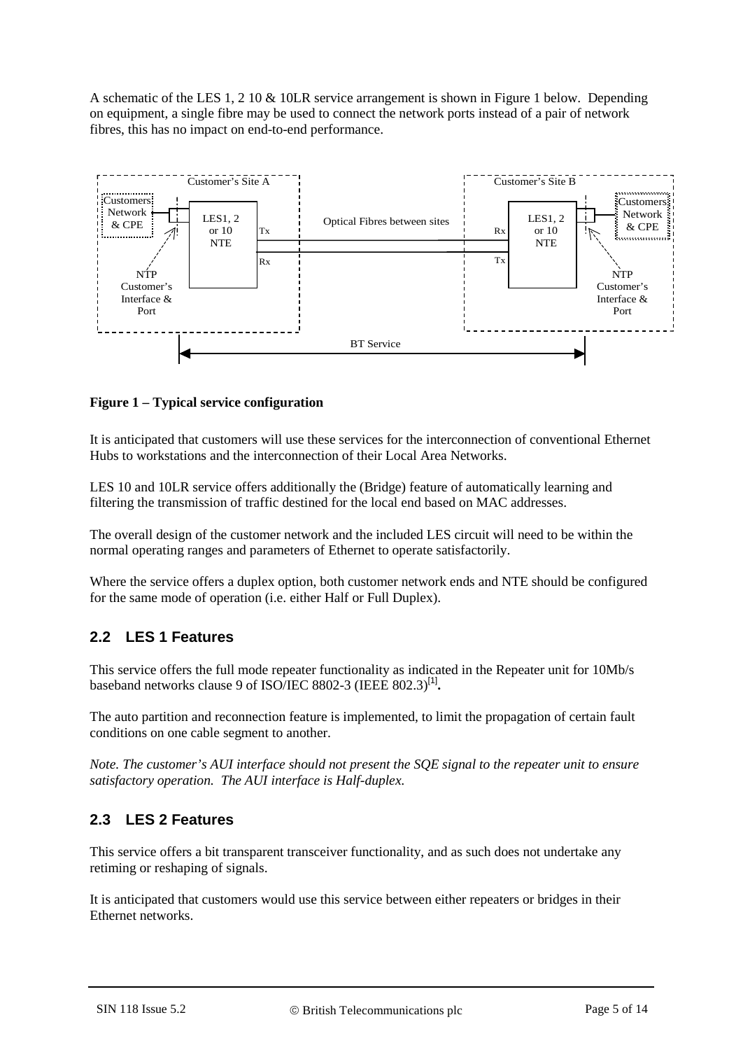A schematic of the LES 1, 2 10 & 10LR service arrangement is shown in Figure 1 below. Depending on equipment, a single fibre may be used to connect the network ports instead of a pair of network fibres, this has no impact on end-to-end performance.

**Figure 1 – Typical service configuration**

It is anticipated that customers will use these services for the interconnection of conventional Ethernet Hubs to workstations and the interconnection of their Local Area Networks.

LES 10 and 10LR service offers additionally the (Bridge) feature of automatically learning and filtering the transmission of traffic destined for the local end based on MAC addresses.

The overall design of the customer network and the included LES circuit will need to be within the normal operating ranges and parameters of Ethernet to operate satisfactorily.

Where the service offers a duplex option, both customer network ends and NTE should be configured for the same mode of operation (i.e. either Half or Full Duplex).

## 2.2 LES 1 Features

This service offers the full mode repeater functionality as indicated in the Repeater unit for 10Mb/s baseband networks clause 9 of ISO/IEC 8802-3 (IEEE 802.3)[1].

The auto partition and reconnection feature is implemented, to limit the propagation of certain fault conditions on one cable segment to another.

*Note. The customer's AUI interface should not present the SQE signal to the repeater unit to ensure satisfactory operation. The AUI interface is Half-duplex.*

## 2.3 LES 2 Features

This service offers a bit transparent transceiver functionality, and as such does not undertake any retiming or reshaping of signals.

It is anticipated that customers would use this service between either repeaters or bridges in their Ethernet networks.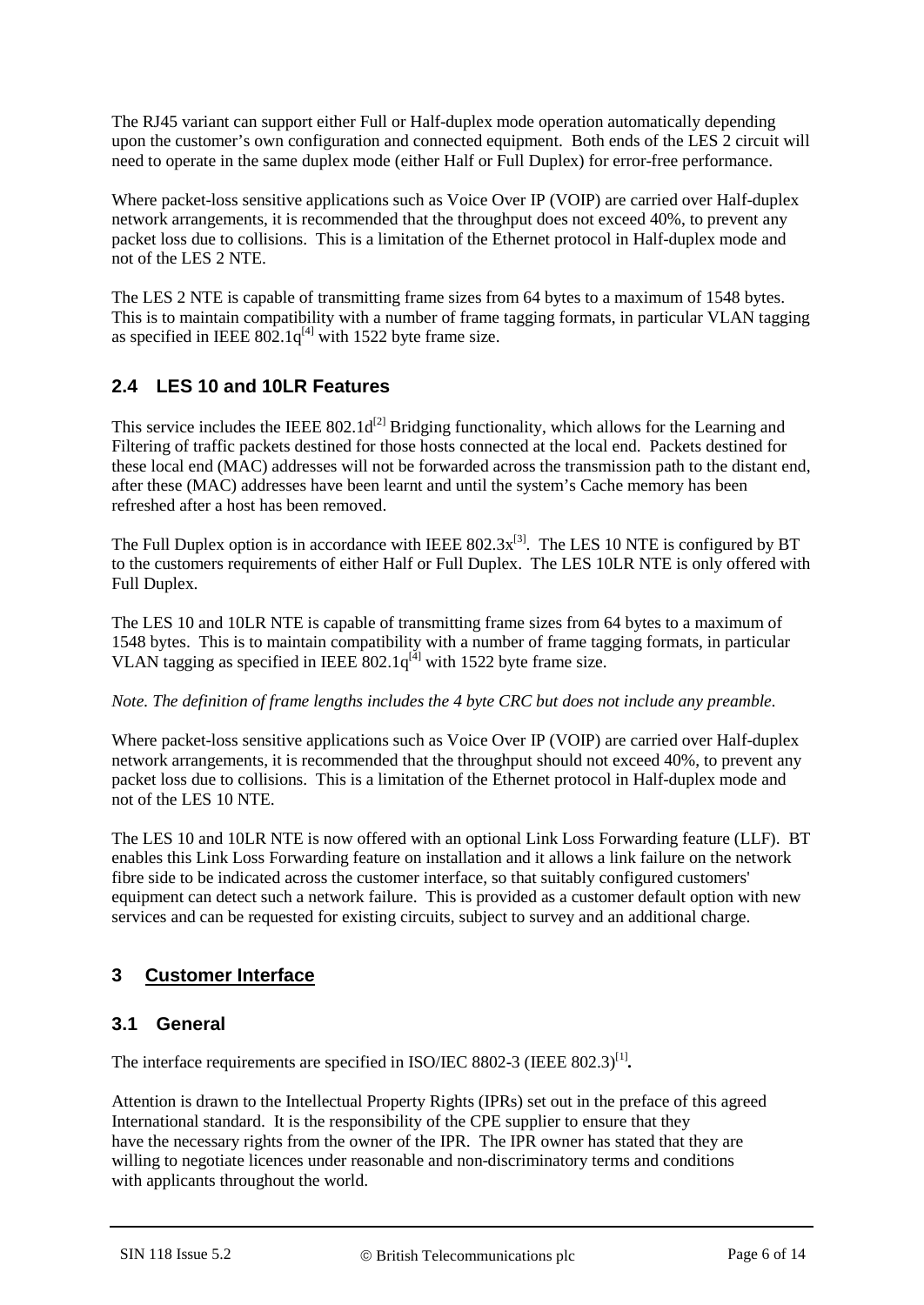The RJ45 variant can support either Full or Half-duplex mode operation automatically depending upon the customer's own configuration and connected equipment. Both ends of the LES 2 circuit will need to operate in the same duplex mode (either Half or Full Duplex) for error-free performance.

Where packet-loss sensitive applications such as Voice Over IP (VOIP) are carried over Half-duplex network arrangements, it is recommended that the throughput does not exceed 40%, to prevent any packet loss due to collisions. This is a limitation of the Ethernet protocol in Half-duplex mode and not of the LES 2 NTE.

The LES 2 NTE is capable of transmitting frame sizes from 64 bytes to a maximum of 1548 bytes. This is to maintain compatibility with a number of frame tagging formats, in particular VLAN tagging as specified in IEEE 802.1q[4] with 1522 byte frame size.

## 2.4 LES 10 and 10LR Features

This service includes the IEEE 802.1d[2] Bridging functionality, which allows for the Learning and Filtering of traffic packets destined for those hosts connected at the local end. Packets destined for these local end (MAC) addresses will not be forwarded across the transmission path to the distant end, after these (MAC) addresses have been learnt and until the system's Cache memory has been refreshed after a host has been removed.

The Full Duplex option is in accordance with IEEE 802.3x[3]. The LES 10 NTE is configured by BT to the customers requirements of either Half or Full Duplex. The LES 10LR NTE is only offered with Full Duplex.

The LES 10 and 10LR NTE is capable of transmitting frame sizes from 64 bytes to a maximum of 1548 bytes. This is to maintain compatibility with a number of frame tagging formats, in particular VLAN tagging as specified in IEEE 802.1q[4] with 1522 byte frame size.

*Note. The definition of frame lengths includes the 4 byte CRC but does not include any preamble.*

Where packet-loss sensitive applications such as Voice Over IP (VOIP) are carried over Half-duplex network arrangements, it is recommended that the throughput should not exceed 40%, to prevent any packet loss due to collisions. This is a limitation of the Ethernet protocol in Half-duplex mode and not of the LES 10 NTE.

The LES 10 and 10LR NTE is now offered with an optional Link Loss Forwarding feature (LLF). BT enables this Link Loss Forwarding feature on installation and it allows a link failure on the network fibre side to be indicated across the customer interface, so that suitably configured customers' equipment can detect such a network failure. This is provided as a customer default option with new services and can be requested for existing circuits, subject to survey and an additional charge.

# 3 Customer Interface

## 3.1 General

The interface requirements are specified in ISO/IEC 8802-3 (IEEE 802.3)[1]**.**

Attention is drawn to the Intellectual Property Rights (IPRs) set out in the preface of this agreed International standard. It is the responsibility of the CPE supplier to ensure that they have the necessary rights from the owner of the IPR. The IPR owner has stated that they are willing to negotiate licences under reasonable and non-discriminatory terms and conditions with applicants throughout the world.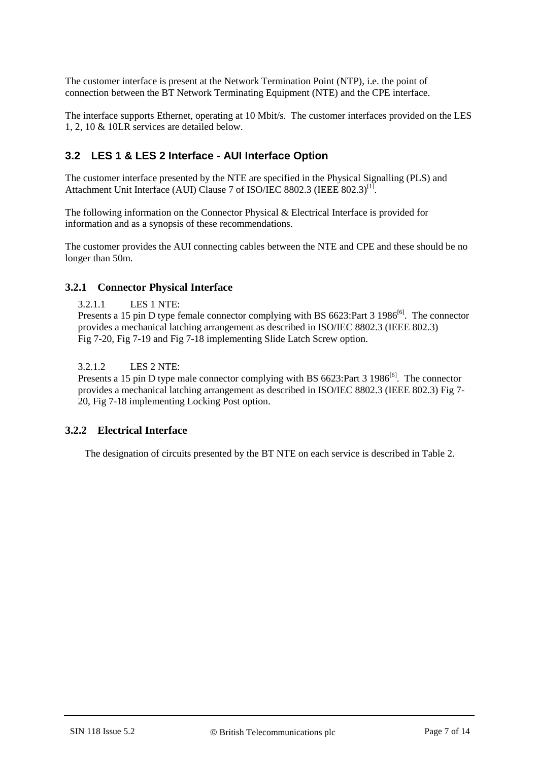The customer interface is present at the Network Termination Point (NTP), i.e. the point of connection between the BT Network Terminating Equipment (NTE) and the CPE interface.

The interface supports Ethernet, operating at 10 Mbit/s. The customer interfaces provided on the LES 1, 2, 10 & 10LR services are detailed below.

## 3.2 LES 1 & LES 2 Interface - AUI Interface Option

The customer interface presented by the NTE are specified in the Physical Signalling (PLS) and Attachment Unit Interface (AUI) Clause 7 of ISO/IEC 8802.3 (IEEE 802.3)[1].

The following information on the Connector Physical & Electrical Interface is provided for information and as a synopsis of these recommendations.

The customer provides the AUI connecting cables between the NTE and CPE and these should be no longer than 50m.

### 3.2.1 Connector Physical Interface

3.2.1.1 LES 1 NTE:
Presents a 15 pin D type female connector complying with BS 6623:Part 3 1986[6]. The connector provides a mechanical latching arrangement as described in ISO/IEC 8802.3 (IEEE 802.3) Fig 7-20, Fig 7-19 and Fig 7-18 implementing Slide Latch Screw option.

3.2.1.2 LES 2 NTE:
Presents a 15 pin D type male connector complying with BS 6623:Part 3 1986[6]. The connector provides a mechanical latching arrangement as described in ISO/IEC 8802.3 (IEEE 802.3) Fig 7-20, Fig 7-18 implementing Locking Post option.

### 3.2.2 Electrical Interface

The designation of circuits presented by the BT NTE on each service is described in Table 2.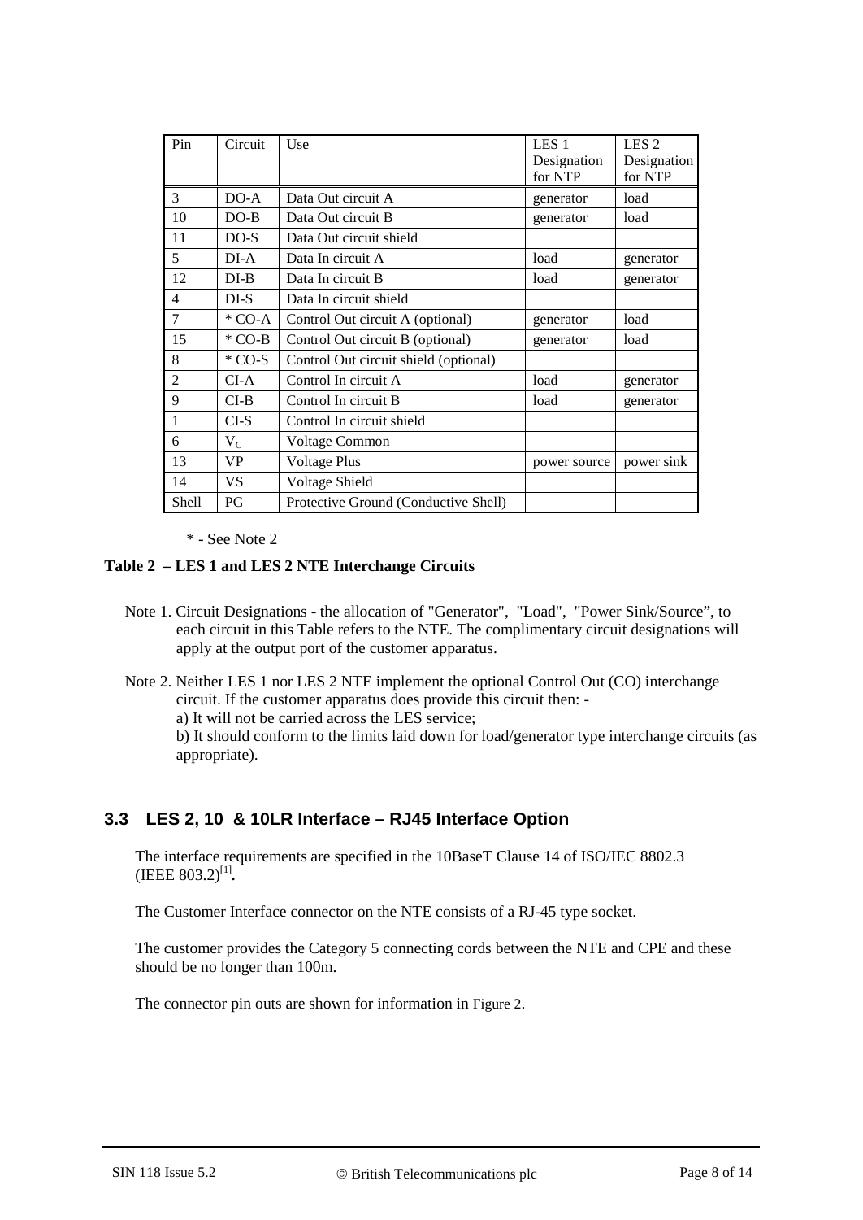| Pin | Circuit | Use | LES 1 Designation for NTP | LES 2 Designation for NTP |
|---|---|---|---|---|
| 3 | DO-A | Data Out circuit A | generator | load |
| 10 | DO-B | Data Out circuit B | generator | load |
| 11 | DO-S | Data Out circuit shield | | |
| 5 | DI-A | Data In circuit A | load | generator |
| 12 | DI-B | Data In circuit B | load | generator |
| 4 | DI-S | Data In circuit shield | | |
| 7 | * CO-A | Control Out circuit A (optional) | generator | load |
| 15 | * CO-B | Control Out circuit B (optional) | generator | load |
| 8 | * CO-S | Control Out circuit shield (optional) | | |
| 2 | CI-A | Control In circuit A | load | generator |
| 9 | CI-B | Control In circuit B | load | generator |
| 1 | CI-S | Control In circuit shield | | |
| 6 | $V_C$ | Voltage Common | | |
| 13 | VP | Voltage Plus | power source | power sink |
| 14 | VS | Voltage Shield | | |
| Shell | PG | Protective Ground (Conductive Shell) | | |

* - See Note 2

**Table 2 – LES 1 and LES 2 NTE Interchange Circuits**

Note 1. Circuit Designations - the allocation of "Generator", "Load", "Power Sink/Source", to each circuit in this Table refers to the NTE. The complimentary circuit designations will apply at the output port of the customer apparatus.

Note 2. Neither LES 1 nor LES 2 NTE implement the optional Control Out (CO) interchange circuit. If the customer apparatus does provide this circuit then: -
a) It will not be carried across the LES service;
b) It should conform to the limits laid down for load/generator type interchange circuits (as appropriate).

## 3.3 LES 2, 10 & 10LR Interface – RJ45 Interface Option

The interface requirements are specified in the 10BaseT Clause 14 of ISO/IEC 8802.3 (IEEE 803.2)[1].

The Customer Interface connector on the NTE consists of a RJ-45 type socket.

The customer provides the Category 5 connecting cords between the NTE and CPE and these should be no longer than 100m.

The connector pin outs are shown for information in Figure 2.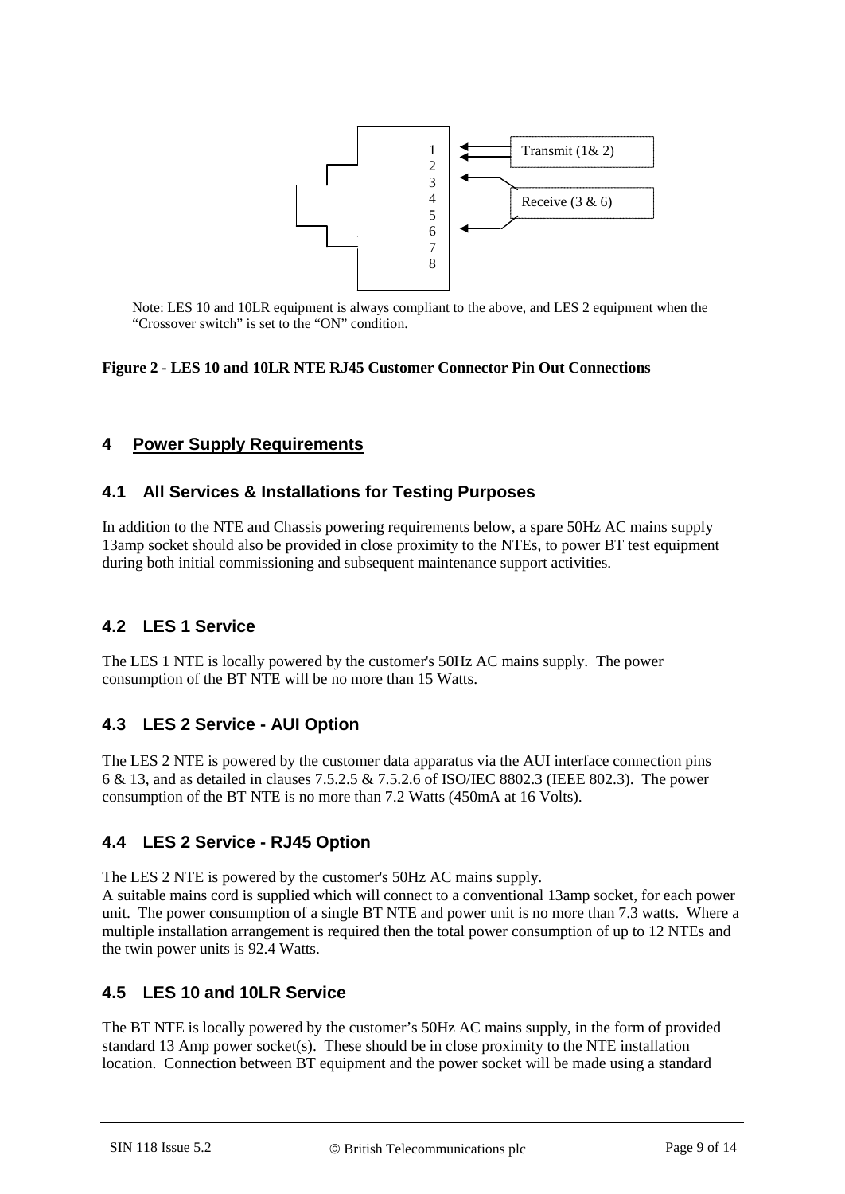1
2
3
4
5
6
7
8

Transmit (1& 2)

Receive (3 & 6)

Note: LES 10 and 10LR equipment is always compliant to the above, and LES 2 equipment when the "Crossover switch" is set to the "ON" condition.

**Figure 2 - LES 10 and 10LR NTE RJ45 Customer Connector Pin Out Connections**

## 4 Power Supply Requirements

### 4.1 All Services & Installations for Testing Purposes

In addition to the NTE and Chassis powering requirements below, a spare 50Hz AC mains supply 13amp socket should also be provided in close proximity to the NTEs, to power BT test equipment during both initial commissioning and subsequent maintenance support activities.

### 4.2 LES 1 Service

The LES 1 NTE is locally powered by the customer's 50Hz AC mains supply. The power consumption of the BT NTE will be no more than 15 Watts.

### 4.3 LES 2 Service - AUI Option

The LES 2 NTE is powered by the customer data apparatus via the AUI interface connection pins 6 & 13, and as detailed in clauses 7.5.2.5 & 7.5.2.6 of ISO/IEC 8802.3 (IEEE 802.3). The power consumption of the BT NTE is no more than 7.2 Watts (450mA at 16 Volts).

### 4.4 LES 2 Service - RJ45 Option

The LES 2 NTE is powered by the customer's 50Hz AC mains supply.
A suitable mains cord is supplied which will connect to a conventional 13amp socket, for each power unit. The power consumption of a single BT NTE and power unit is no more than 7.3 watts. Where a multiple installation arrangement is required then the total power consumption of up to 12 NTEs and the twin power units is 92.4 Watts.

### 4.5 LES 10 and 10LR Service

The BT NTE is locally powered by the customer's 50Hz AC mains supply, in the form of provided standard 13 Amp power socket(s). These should be in close proximity to the NTE installation location. Connection between BT equipment and the power socket will be made using a standard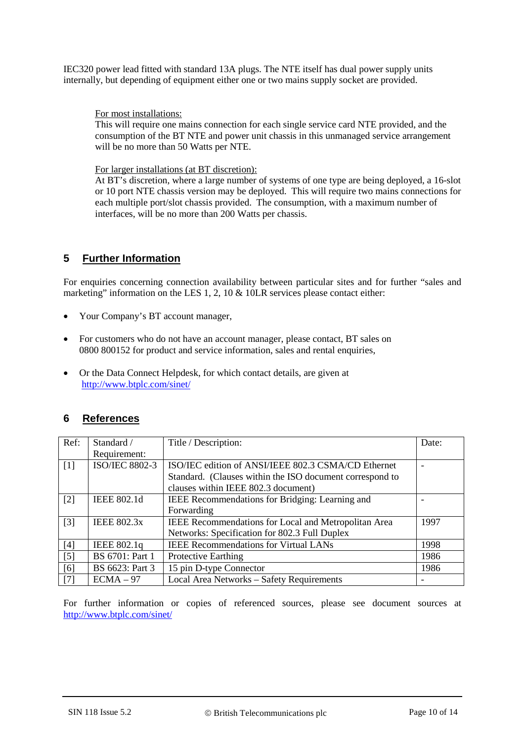IEC320 power lead fitted with standard 13A plugs. The NTE itself has dual power supply units internally, but depending of equipment either one or two mains supply socket are provided.

For most installations:
This will require one mains connection for each single service card NTE provided, and the consumption of the BT NTE and power unit chassis in this unmanaged service arrangement will be no more than 50 Watts per NTE.

For larger installations (at BT discretion):
At BT's discretion, where a large number of systems of one type are being deployed, a 16-slot or 10 port NTE chassis version may be deployed. This will require two mains connections for each multiple port/slot chassis provided. The consumption, with a maximum number of interfaces, will be no more than 200 Watts per chassis.

## 5 Further Information

For enquiries concerning connection availability between particular sites and for further "sales and marketing" information on the LES 1, 2, 10 & 10LR services please contact either:

- Your Company's BT account manager,
- For customers who do not have an account manager, please contact, BT sales on 0800 800152 for product and service information, sales and rental enquiries,
- Or the Data Connect Helpdesk, for which contact details, are given at http://www.btplc.com/sinet/

## 6 References

| Ref: | Standard / Requirement: | Title / Description: | Date: |
|---|---|---|---|
| [1] | ISO/IEC 8802-3 | ISO/IEC edition of ANSI/IEEE 802.3 CSMA/CD Ethernet Standard. (Clauses within the ISO document correspond to clauses within IEEE 802.3 document) | - |
| [2] | IEEE 802.1d | IEEE Recommendations for Bridging: Learning and Forwarding | - |
| [3] | IEEE 802.3x | IEEE Recommendations for Local and Metropolitan Area Networks: Specification for 802.3 Full Duplex | 1997 |
| [4] | IEEE 802.1q | IEEE Recommendations for Virtual LANs | 1998 |
| [5] | BS 6701: Part 1 | Protective Earthing | 1986 |
| [6] | BS 6623: Part 3 | 15 pin D-type Connector | 1986 |
| [7] | ECMA – 97 | Local Area Networks – Safety Requirements | - |

For further information or copies of referenced sources, please see document sources at http://www.btplc.com/sinet/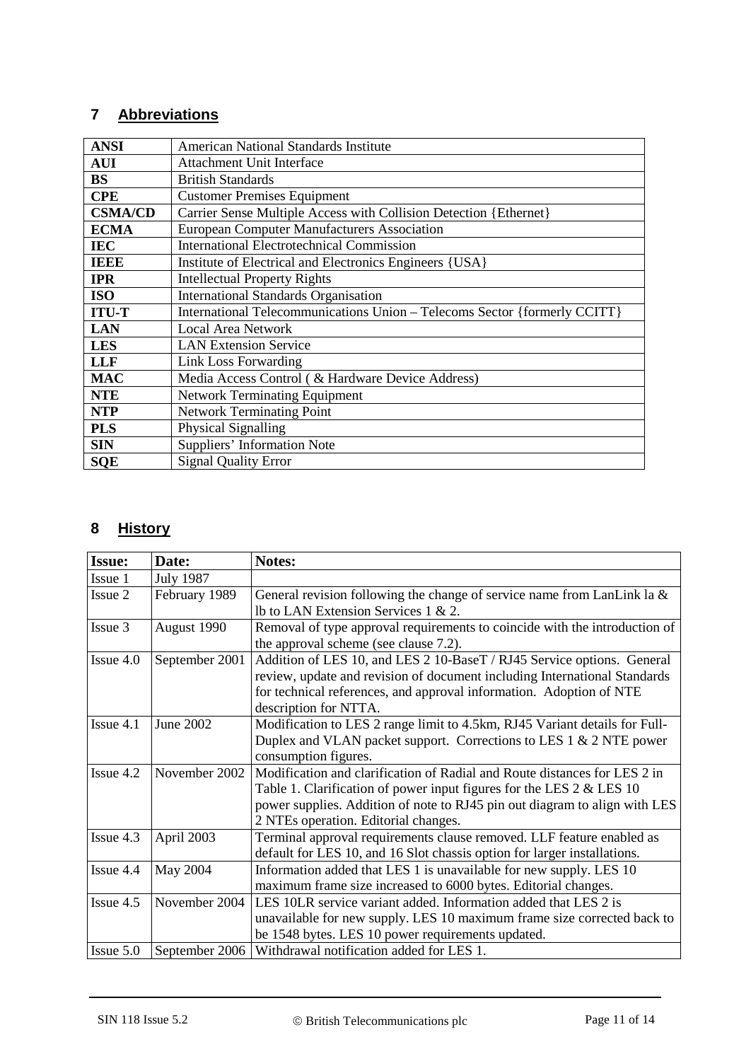## 7 Abbreviations

| | |
|---|---|
| **ANSI** | American National Standards Institute |
| **AUI** | Attachment Unit Interface |
| **BS** | British Standards |
| **CPE** | Customer Premises Equipment |
| **CSMA/CD** | Carrier Sense Multiple Access with Collision Detection {Ethernet} |
| **ECMA** | European Computer Manufacturers Association |
| **IEC** | International Electrotechnical Commission |
| **IEEE** | Institute of Electrical and Electronics Engineers {USA} |
| **IPR** | Intellectual Property Rights |
| **ISO** | International Standards Organisation |
| **ITU-T** | International Telecommunications Union – Telecoms Sector {formerly CCITT} |
| **LAN** | Local Area Network |
| **LES** | LAN Extension Service |
| **LLF** | Link Loss Forwarding |
| **MAC** | Media Access Control ( & Hardware Device Address) |
| **NTE** | Network Terminating Equipment |
| **NTP** | Network Terminating Point |
| **PLS** | Physical Signalling |
| **SIN** | Suppliers' Information Note |
| **SQE** | Signal Quality Error |

## 8 History

| **Issue:** | **Date:** | **Notes:** |
|---|---|---|
| Issue 1 | July 1987 | |
| Issue 2 | February 1989 | General revision following the change of service name from LanLink la & lb to LAN Extension Services 1 & 2. |
| Issue 3 | August 1990 | Removal of type approval requirements to coincide with the introduction of the approval scheme (see clause 7.2). |
| Issue 4.0 | September 2001 | Addition of LES 10, and LES 2 10-BaseT / RJ45 Service options. General review, update and revision of document including International Standards for technical references, and approval information. Adoption of NTE description for NTTA. |
| Issue 4.1 | June 2002 | Modification to LES 2 range limit to 4.5km, RJ45 Variant details for Full-Duplex and VLAN packet support. Corrections to LES 1 & 2 NTE power consumption figures. |
| Issue 4.2 | November 2002 | Modification and clarification of Radial and Route distances for LES 2 in Table 1. Clarification of power input figures for the LES 2 & LES 10 power supplies. Addition of note to RJ45 pin out diagram to align with LES 2 NTEs operation. Editorial changes. |
| Issue 4.3 | April 2003 | Terminal approval requirements clause removed. LLF feature enabled as default for LES 10, and 16 Slot chassis option for larger installations. |
| Issue 4.4 | May 2004 | Information added that LES 1 is unavailable for new supply. LES 10 maximum frame size increased to 6000 bytes. Editorial changes. |
| Issue 4.5 | November 2004 | LES 10LR service variant added. Information added that LES 2 is unavailable for new supply. LES 10 maximum frame size corrected back to be 1548 bytes. LES 10 power requirements updated. |
| Issue 5.0 | September 2006 | Withdrawal notification added for LES 1. |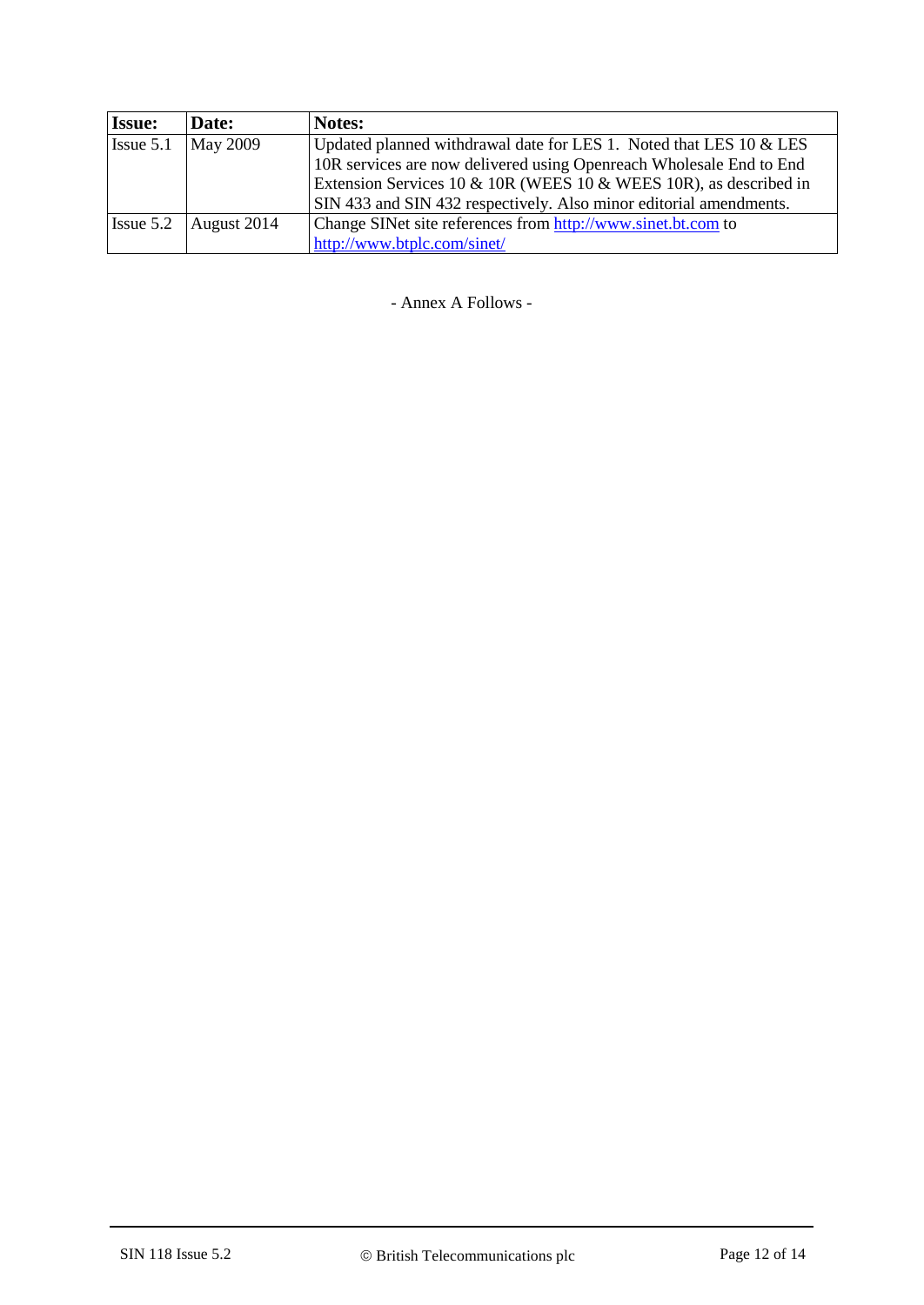| Issue: | Date: | Notes: |
|---|---|---|
| Issue 5.1 | May 2009 | Updated planned withdrawal date for LES 1. Noted that LES 10 & LES 10R services are now delivered using Openreach Wholesale End to End Extension Services 10 & 10R (WEES 10 & WEES 10R), as described in SIN 433 and SIN 432 respectively. Also minor editorial amendments. |
| Issue 5.2 | August 2014 | Change SINet site references from http://www.sinet.bt.com to http://www.btplc.com/sinet/ |

- Annex A Follows -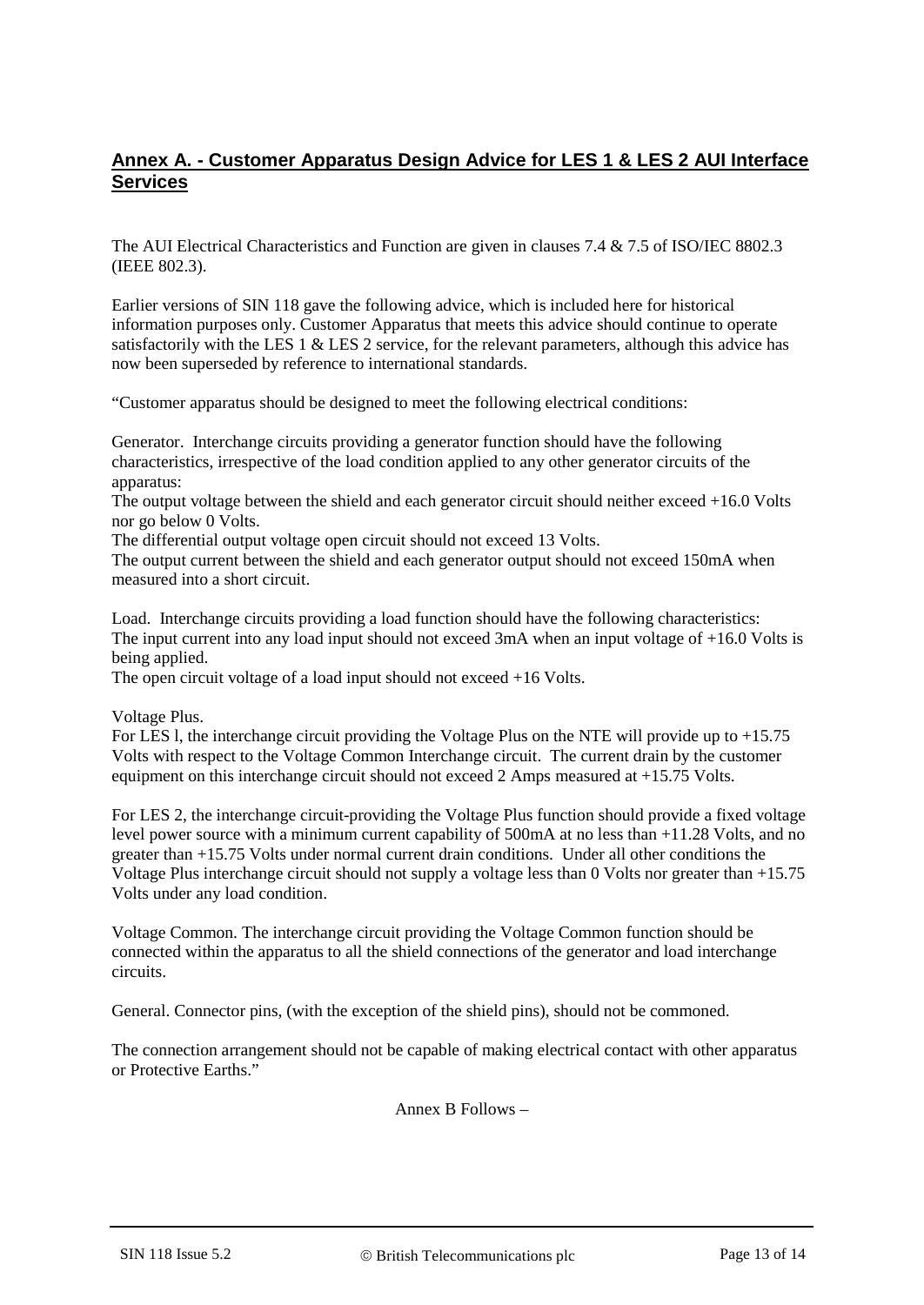## Annex A. - Customer Apparatus Design Advice for LES 1 & LES 2 AUI Interface Services

The AUI Electrical Characteristics and Function are given in clauses 7.4 & 7.5 of ISO/IEC 8802.3 (IEEE 802.3).

Earlier versions of SIN 118 gave the following advice, which is included here for historical information purposes only. Customer Apparatus that meets this advice should continue to operate satisfactorily with the LES 1 & LES 2 service, for the relevant parameters, although this advice has now been superseded by reference to international standards.

"Customer apparatus should be designed to meet the following electrical conditions:

Generator. Interchange circuits providing a generator function should have the following characteristics, irrespective of the load condition applied to any other generator circuits of the apparatus:
The output voltage between the shield and each generator circuit should neither exceed +16.0 Volts nor go below 0 Volts.
The differential output voltage open circuit should not exceed 13 Volts.
The output current between the shield and each generator output should not exceed 150mA when measured into a short circuit.

Load. Interchange circuits providing a load function should have the following characteristics:
The input current into any load input should not exceed 3mA when an input voltage of +16.0 Volts is being applied.
The open circuit voltage of a load input should not exceed +16 Volts.

Voltage Plus.
For LES l, the interchange circuit providing the Voltage Plus on the NTE will provide up to +15.75 Volts with respect to the Voltage Common Interchange circuit. The current drain by the customer equipment on this interchange circuit should not exceed 2 Amps measured at +15.75 Volts.

For LES 2, the interchange circuit-providing the Voltage Plus function should provide a fixed voltage level power source with a minimum current capability of 500mA at no less than +11.28 Volts, and no greater than +15.75 Volts under normal current drain conditions. Under all other conditions the Voltage Plus interchange circuit should not supply a voltage less than 0 Volts nor greater than +15.75 Volts under any load condition.

Voltage Common. The interchange circuit providing the Voltage Common function should be connected within the apparatus to all the shield connections of the generator and load interchange circuits.

General. Connector pins, (with the exception of the shield pins), should not be commoned.

The connection arrangement should not be capable of making electrical contact with other apparatus or Protective Earths."

Annex B Follows –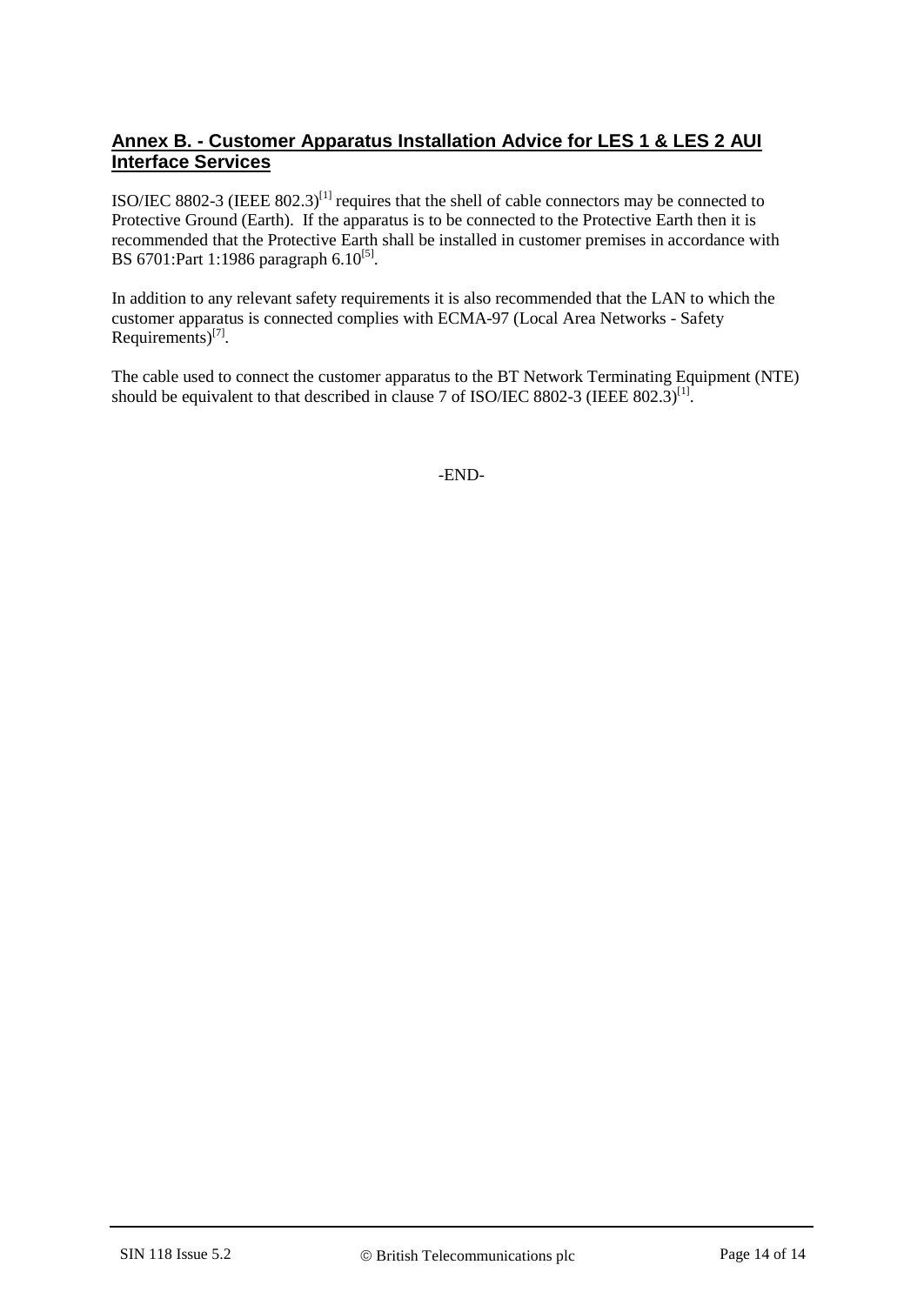## Annex B. - Customer Apparatus Installation Advice for LES 1 & LES 2 AUI Interface Services

ISO/IEC 8802-3 (IEEE 802.3)[1] requires that the shell of cable connectors may be connected to Protective Ground (Earth). If the apparatus is to be connected to the Protective Earth then it is recommended that the Protective Earth shall be installed in customer premises in accordance with BS 6701:Part 1:1986 paragraph 6.10[5].

In addition to any relevant safety requirements it is also recommended that the LAN to which the customer apparatus is connected complies with ECMA-97 (Local Area Networks - Safety Requirements)[7].

The cable used to connect the customer apparatus to the BT Network Terminating Equipment (NTE) should be equivalent to that described in clause 7 of ISO/IEC 8802-3 (IEEE 802.3)[1].

-END-